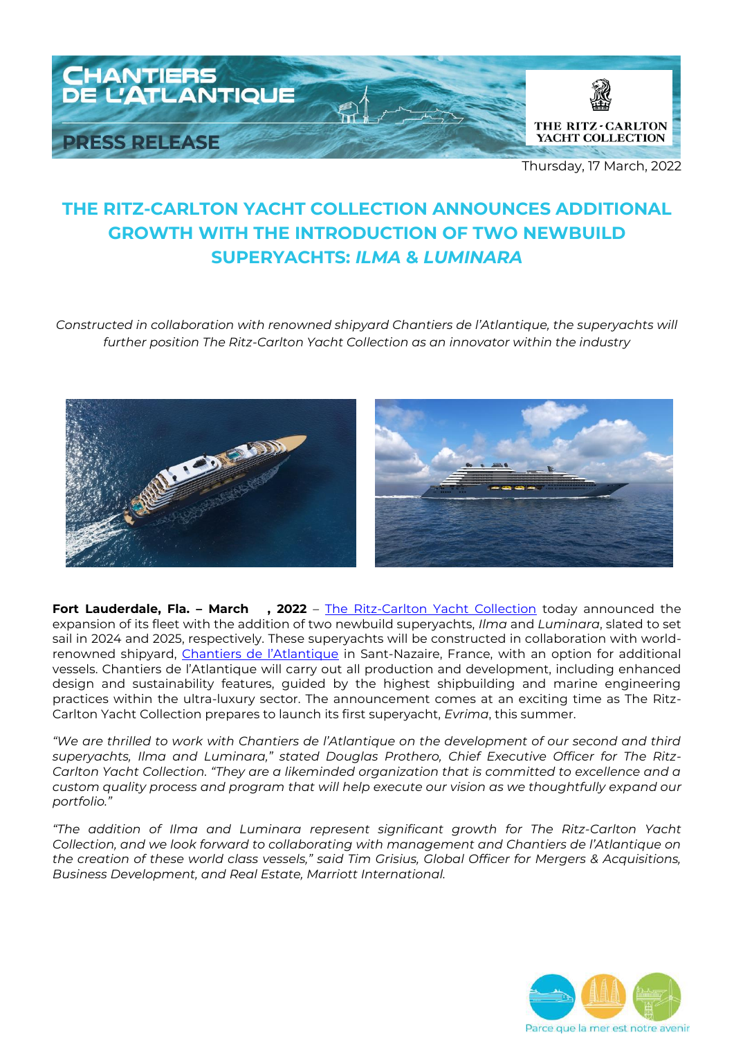CHANTIERS DE L'ATLANTIQUE

PRESS RELEASE

THE RITZ-CARLTON YACHT COLLECTION

Thursday, 17 March, 2022

# THE RITZ-CARLTON YACHT COLLECTION ANNOUNCES ADDITIONAL GROWTH WITH THE INTRODUCTION OF TWO NEWBUILD SUPERYACHTS: *ILMA* & *LUMINARA*

*Constructed in collaboration with renowned shipyard Chantiers de l'Atlantique, the superyachts will further position The Ritz-Carlton Yacht Collection as an innovator within the industry*

**Fort Lauderdale, Fla. – March , 2022** – The Ritz-Carlton Yacht Collection today announced the expansion of its fleet with the addition of two newbuild superyachts, *Ilma* and *Luminara*, slated to set sail in 2024 and 2025, respectively. These superyachts will be constructed in collaboration with world-renowned shipyard, Chantiers de l'Atlantique in Sant-Nazaire, France, with an option for additional vessels. Chantiers de l'Atlantique will carry out all production and development, including enhanced design and sustainability features, guided by the highest shipbuilding and marine engineering practices within the ultra-luxury sector. The announcement comes at an exciting time as The Ritz-Carlton Yacht Collection prepares to launch its first superyacht, *Evrima*, this summer.

*"We are thrilled to work with Chantiers de l'Atlantique on the development of our second and third superyachts, Ilma and Luminara," stated Douglas Prothero, Chief Executive Officer for The Ritz-Carlton Yacht Collection. "They are a likeminded organization that is committed to excellence and a custom quality process and program that will help execute our vision as we thoughtfully expand our portfolio."*

*"The addition of Ilma and Luminara represent significant growth for The Ritz-Carlton Yacht Collection, and we look forward to collaborating with management and Chantiers de l'Atlantique on the creation of these world class vessels," said Tim Grisius, Global Officer for Mergers & Acquisitions, Business Development, and Real Estate, Marriott International.*

Parce que la mer est notre avenir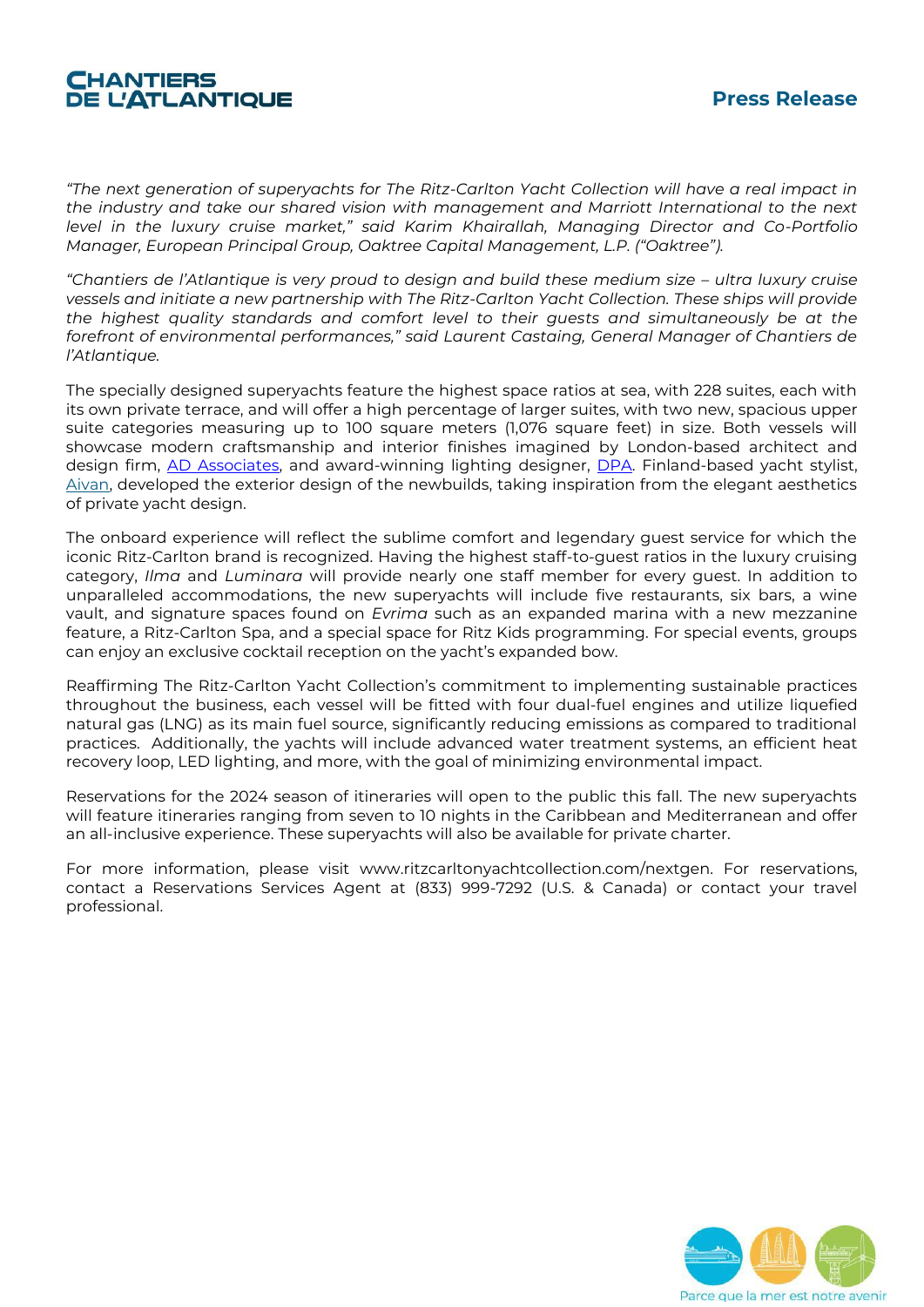*"The next generation of superyachts for The Ritz-Carlton Yacht Collection will have a real impact in the industry and take our shared vision with management and Marriott International to the next level in the luxury cruise market," said Karim Khairallah, Managing Director and Co-Portfolio Manager, European Principal Group, Oaktree Capital Management, L.P. ("Oaktree").*

*"Chantiers de l'Atlantique is very proud to design and build these medium size – ultra luxury cruise vessels and initiate a new partnership with The Ritz-Carlton Yacht Collection. These ships will provide the highest quality standards and comfort level to their guests and simultaneously be at the forefront of environmental performances," said Laurent Castaing, General Manager of Chantiers de l'Atlantique.*

The specially designed superyachts feature the highest space ratios at sea, with 228 suites, each with its own private terrace, and will offer a high percentage of larger suites, with two new, spacious upper suite categories measuring up to 100 square meters (1,076 square feet) in size. Both vessels will showcase modern craftsmanship and interior finishes imagined by London-based architect and design firm, [AD Associates](), and award-winning lighting designer, [DPA](). Finland-based yacht stylist, [Aivan](), developed the exterior design of the newbuilds, taking inspiration from the elegant aesthetics of private yacht design.

The onboard experience will reflect the sublime comfort and legendary guest service for which the iconic Ritz-Carlton brand is recognized. Having the highest staff-to-guest ratios in the luxury cruising category, *Ilma* and *Luminara* will provide nearly one staff member for every guest. In addition to unparalleled accommodations, the new superyachts will include five restaurants, six bars, a wine vault, and signature spaces found on *Evrima* such as an expanded marina with a new mezzanine feature, a Ritz-Carlton Spa, and a special space for Ritz Kids programming. For special events, groups can enjoy an exclusive cocktail reception on the yacht's expanded bow.

Reaffirming The Ritz-Carlton Yacht Collection's commitment to implementing sustainable practices throughout the business, each vessel will be fitted with four dual-fuel engines and utilize liquefied natural gas (LNG) as its main fuel source, significantly reducing emissions as compared to traditional practices. Additionally, the yachts will include advanced water treatment systems, an efficient heat recovery loop, LED lighting, and more, with the goal of minimizing environmental impact.

Reservations for the 2024 season of itineraries will open to the public this fall. The new superyachts will feature itineraries ranging from seven to 10 nights in the Caribbean and Mediterranean and offer an all-inclusive experience. These superyachts will also be available for private charter.

For more information, please visit www.ritzcarltonyachtcollection.com/nextgen. For reservations, contact a Reservations Services Agent at (833) 999-7292 (U.S. & Canada) or contact your travel professional.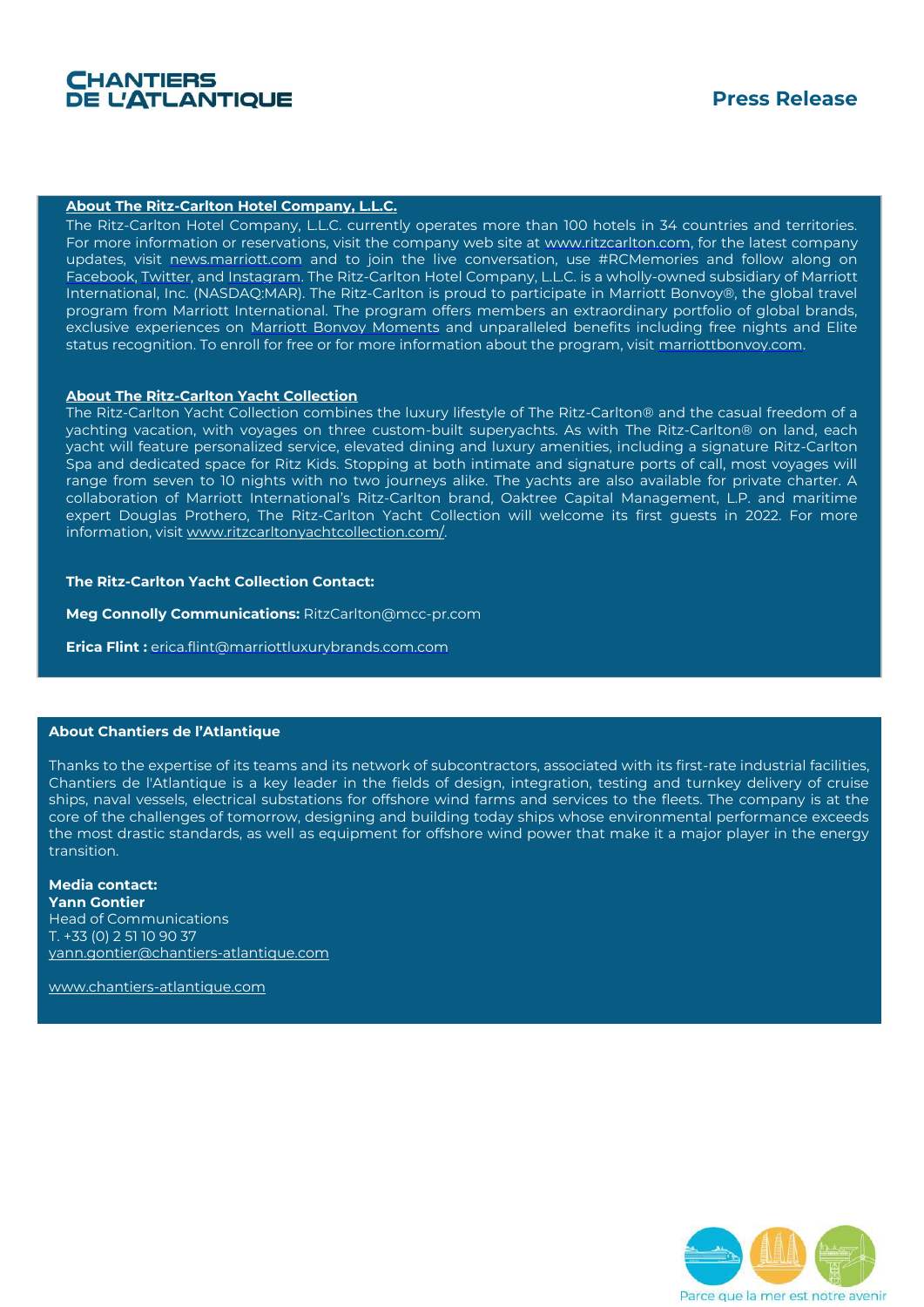**About The Ritz-Carlton Hotel Company, L.L.C.**

The Ritz-Carlton Hotel Company, L.L.C. currently operates more than 100 hotels in 34 countries and territories. For more information or reservations, visit the company web site at www.ritzcarlton.com, for the latest company updates, visit news.marriott.com and to join the live conversation, use #RCMemories and follow along on Facebook, Twitter, and Instagram. The Ritz-Carlton Hotel Company, L.L.C. is a wholly-owned subsidiary of Marriott International, Inc. (NASDAQ:MAR). The Ritz-Carlton is proud to participate in Marriott Bonvoy®, the global travel program from Marriott International. The program offers members an extraordinary portfolio of global brands, exclusive experiences on Marriott Bonvoy Moments and unparalleled benefits including free nights and Elite status recognition. To enroll for free or for more information about the program, visit marriottbonvoy.com.

**About The Ritz-Carlton Yacht Collection**

The Ritz-Carlton Yacht Collection combines the luxury lifestyle of The Ritz-Carlton® and the casual freedom of a yachting vacation, with voyages on three custom-built superyachts. As with The Ritz-Carlton® on land, each yacht will feature personalized service, elevated dining and luxury amenities, including a signature Ritz-Carlton Spa and dedicated space for Ritz Kids. Stopping at both intimate and signature ports of call, most voyages will range from seven to 10 nights with no two journeys alike. The yachts are also available for private charter. A collaboration of Marriott International's Ritz-Carlton brand, Oaktree Capital Management, L.P. and maritime expert Douglas Prothero, The Ritz-Carlton Yacht Collection will welcome its first guests in 2022. For more information, visit www.ritzcarltonyachtcollection.com/.

**The Ritz-Carlton Yacht Collection Contact:**

**Meg Connolly Communications:** RitzCarlton@mcc-pr.com

**Erica Flint :** erica.flint@marriottluxurybrands.com.com

**About Chantiers de l'Atlantique**

Thanks to the expertise of its teams and its network of subcontractors, associated with its first-rate industrial facilities, Chantiers de l'Atlantique is a key leader in the fields of design, integration, testing and turnkey delivery of cruise ships, naval vessels, electrical substations for offshore wind farms and services to the fleets. The company is at the core of the challenges of tomorrow, designing and building today ships whose environmental performance exceeds the most drastic standards, as well as equipment for offshore wind power that make it a major player in the energy transition.

**Media contact:**
**Yann Gontier**
Head of Communications
T. +33 (0) 2 51 10 90 37
yann.gontier@chantiers-atlantique.com

www.chantiers-atlantique.com

Parce que la mer est notre avenir